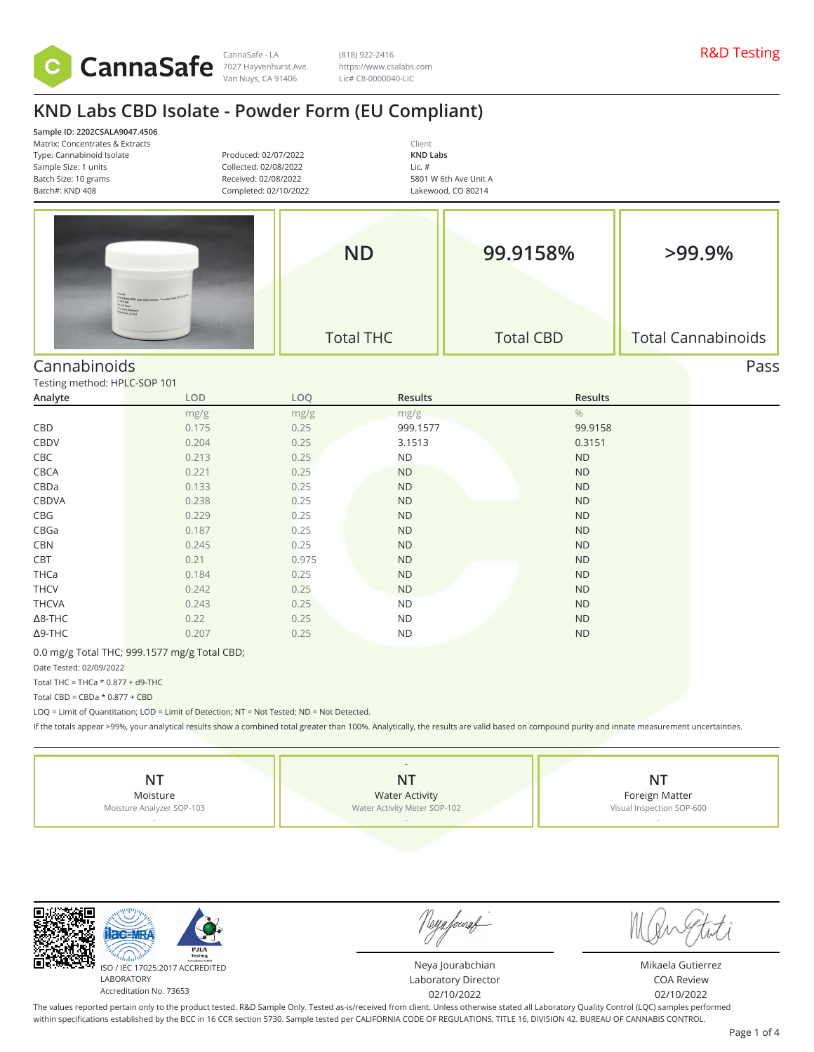CannaSafe - LA
7027 Hayvenhurst Ave.
Van Nuys, CA 91406

(818) 922-2416
https://www.csalabs.com
Lic# C8-0000040-LIC

R&D Testing

# KND Labs CBD Isolate - Powder Form (EU Compliant)

**Sample ID: 2202CSALA9047.4506**
Matrix: Concentrates & Extracts
Type: Cannabinoid Isolate
Sample Size: 1 units
Batch Size: 10 grams
Batch#: KND 408

Produced: 02/07/2022
Collected: 02/08/2022
Received: 02/08/2022
Completed: 02/10/2022

Client
**KND Labs**
Lic. #
5801 W 6th Ave Unit A
Lakewood, CO 80214

| ND | 99.9158% | >99.9% |
|---|---|---|
| Total THC | Total CBD | Total Cannabinoids |

## Cannabinoids

Pass

Testing method: HPLC-SOP 101

| Analyte | LOD | LOQ | Results | Results |
|---|---|---|---|---|
| | mg/g | mg/g | mg/g | % |
| CBD | 0.175 | 0.25 | 999.1577 | 99.9158 |
| CBDV | 0.204 | 0.25 | 3.1513 | 0.3151 |
| CBC | 0.213 | 0.25 | ND | ND |
| CBCA | 0.221 | 0.25 | ND | ND |
| CBDa | 0.133 | 0.25 | ND | ND |
| CBDVA | 0.238 | 0.25 | ND | ND |
| CBG | 0.229 | 0.25 | ND | ND |
| CBGa | 0.187 | 0.25 | ND | ND |
| CBN | 0.245 | 0.25 | ND | ND |
| CBT | 0.21 | 0.975 | ND | ND |
| THCa | 0.184 | 0.25 | ND | ND |
| THCV | 0.242 | 0.25 | ND | ND |
| THCVA | 0.243 | 0.25 | ND | ND |
| Δ8-THC | 0.22 | 0.25 | ND | ND |
| Δ9-THC | 0.207 | 0.25 | ND | ND |

0.0 mg/g Total THC; 999.1577 mg/g Total CBD;

Date Tested: 02/09/2022

Total THC = THCa * 0.877 + d9-THC

Total CBD = CBDa * 0.877 + CBD

LOQ = Limit of Quantitation; LOD = Limit of Detection; NT = Not Tested; ND = Not Detected.

If the totals appear >99%, your analytical results show a combined total greater than 100%. Analytically, the results are valid based on compound purity and innate measurement uncertainties.

| NT | NT | NT |
|---|---|---|
| Moisture | Water Activity | Foreign Matter |
| Moisture Analyzer SOP-103 | Water Activity Meter SOP-102 | Visual Inspection SOP-600 |

ISO / IEC 17025:2017 ACCREDITED LABORATORY
Accreditation No. 73653

Neya Jourabchian
Laboratory Director
02/10/2022

Mikaela Gutierrez
COA Review
02/10/2022

The values reported pertain only to the product tested. R&D Sample Only. Tested as-is/received from client. Unless otherwise stated all Laboratory Quality Control (LQC) samples performed within specifications established by the BCC in 16 CCR section 5730. Sample tested per CALIFORNIA CODE OF REGULATIONS, TITLE 16, DIVISION 42. BUREAU OF CANNABIS CONTROL.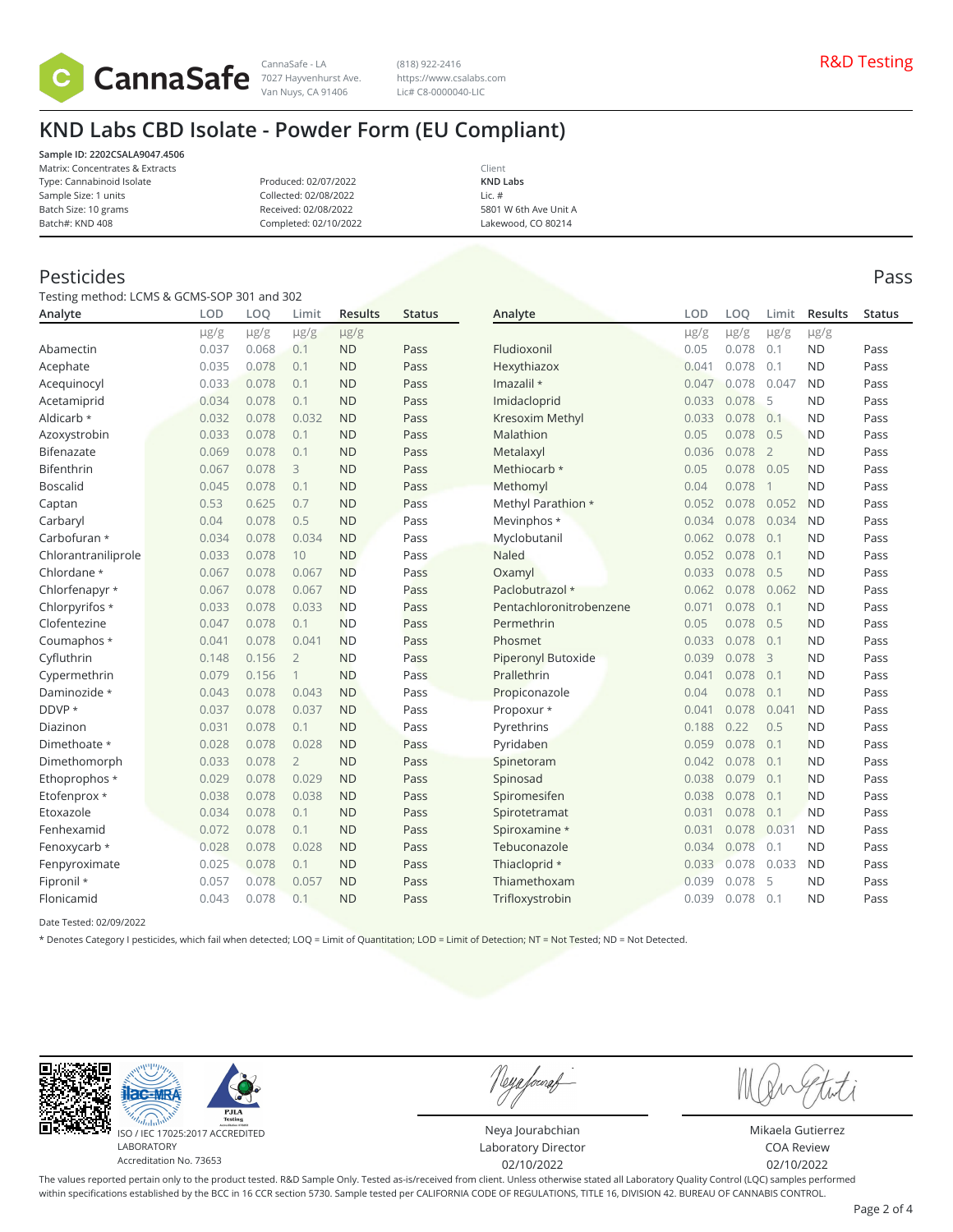CannaSafe

CannaSafe - LA
7027 Hayvenhurst Ave.
Van Nuys, CA 91406

(818) 922-2416
https://www.csalabs.com
Lic# C8-0000040-LIC

R&D Testing

# KND Labs CBD Isolate - Powder Form (EU Compliant)

**Sample ID: 2202CSALA9047.4506**
Matrix: Concentrates & Extracts
Type: Cannabinoid Isolate
Sample Size: 1 units
Batch Size: 10 grams
Batch#: KND 408

Produced: 02/07/2022
Collected: 02/08/2022
Received: 02/08/2022
Completed: 02/10/2022

Client
**KND Labs**
Lic. #
5801 W 6th Ave Unit A
Lakewood, CO 80214

## Pesticides

Pass

Testing method: LCMS & GCMS-SOP 301 and 302

| Analyte | LOD | LOQ | Limit | Results | Status |
|---|---|---|---|---|---|
| | μg/g | μg/g | μg/g | μg/g | |
| Abamectin | 0.037 | 0.068 | 0.1 | ND | Pass |
| Acephate | 0.035 | 0.078 | 0.1 | ND | Pass |
| Acequinocyl | 0.033 | 0.078 | 0.1 | ND | Pass |
| Acetamiprid | 0.034 | 0.078 | 0.1 | ND | Pass |
| Aldicarb * | 0.032 | 0.078 | 0.032 | ND | Pass |
| Azoxystrobin | 0.033 | 0.078 | 0.1 | ND | Pass |
| Bifenazate | 0.069 | 0.078 | 0.1 | ND | Pass |
| Bifenthrin | 0.067 | 0.078 | 3 | ND | Pass |
| Boscalid | 0.045 | 0.078 | 0.1 | ND | Pass |
| Captan | 0.53 | 0.625 | 0.7 | ND | Pass |
| Carbaryl | 0.04 | 0.078 | 0.5 | ND | Pass |
| Carbofuran * | 0.034 | 0.078 | 0.034 | ND | Pass |
| Chlorantraniliprole | 0.033 | 0.078 | 10 | ND | Pass |
| Chlordane * | 0.067 | 0.078 | 0.067 | ND | Pass |
| Chlorfenapyr * | 0.067 | 0.078 | 0.067 | ND | Pass |
| Chlorpyrifos * | 0.033 | 0.078 | 0.033 | ND | Pass |
| Clofentezine | 0.047 | 0.078 | 0.1 | ND | Pass |
| Coumaphos * | 0.041 | 0.078 | 0.041 | ND | Pass |
| Cyfluthrin | 0.148 | 0.156 | 2 | ND | Pass |
| Cypermethrin | 0.079 | 0.156 | 1 | ND | Pass |
| Daminozide * | 0.043 | 0.078 | 0.043 | ND | Pass |
| DDVP * | 0.037 | 0.078 | 0.037 | ND | Pass |
| Diazinon | 0.031 | 0.078 | 0.1 | ND | Pass |
| Dimethoate * | 0.028 | 0.078 | 0.028 | ND | Pass |
| Dimethomorph | 0.033 | 0.078 | 2 | ND | Pass |
| Ethoprophos * | 0.029 | 0.078 | 0.029 | ND | Pass |
| Etofenprox * | 0.038 | 0.078 | 0.038 | ND | Pass |
| Etoxazole | 0.034 | 0.078 | 0.1 | ND | Pass |
| Fenhexamid | 0.072 | 0.078 | 0.1 | ND | Pass |
| Fenoxycarb * | 0.028 | 0.078 | 0.028 | ND | Pass |
| Fenpyroximate | 0.025 | 0.078 | 0.1 | ND | Pass |
| Fipronil * | 0.057 | 0.078 | 0.057 | ND | Pass |
| Flonicamid | 0.043 | 0.078 | 0.1 | ND | Pass |
| Fludioxonil | 0.05 | 0.078 | 0.1 | ND | Pass |
| Hexythiazox | 0.041 | 0.078 | 0.1 | ND | Pass |
| Imazalil * | 0.047 | 0.078 | 0.047 | ND | Pass |
| Imidacloprid | 0.033 | 0.078 | 5 | ND | Pass |
| Kresoxim Methyl | 0.033 | 0.078 | 0.1 | ND | Pass |
| Malathion | 0.05 | 0.078 | 0.5 | ND | Pass |
| Metalaxyl | 0.036 | 0.078 | 2 | ND | Pass |
| Methiocarb * | 0.05 | 0.078 | 0.05 | ND | Pass |
| Methomyl | 0.04 | 0.078 | 1 | ND | Pass |
| Methyl Parathion * | 0.052 | 0.078 | 0.052 | ND | Pass |
| Mevinphos * | 0.034 | 0.078 | 0.034 | ND | Pass |
| Myclobutanil | 0.062 | 0.078 | 0.1 | ND | Pass |
| Naled | 0.052 | 0.078 | 0.1 | ND | Pass |
| Oxamyl | 0.033 | 0.078 | 0.5 | ND | Pass |
| Paclobutrazol * | 0.062 | 0.078 | 0.062 | ND | Pass |
| Pentachloronitrobenzene | 0.071 | 0.078 | 0.1 | ND | Pass |
| Permethrin | 0.05 | 0.078 | 0.5 | ND | Pass |
| Phosmet | 0.033 | 0.078 | 0.1 | ND | Pass |
| Piperonyl Butoxide | 0.039 | 0.078 | 3 | ND | Pass |
| Prallethrin | 0.041 | 0.078 | 0.1 | ND | Pass |
| Propiconazole | 0.04 | 0.078 | 0.1 | ND | Pass |
| Propoxur * | 0.041 | 0.078 | 0.041 | ND | Pass |
| Pyrethrins | 0.188 | 0.22 | 0.5 | ND | Pass |
| Pyridaben | 0.059 | 0.078 | 0.1 | ND | Pass |
| Spinetoram | 0.042 | 0.078 | 0.1 | ND | Pass |
| Spinosad | 0.038 | 0.079 | 0.1 | ND | Pass |
| Spiromesifen | 0.038 | 0.078 | 0.1 | ND | Pass |
| Spirotetramat | 0.031 | 0.078 | 0.1 | ND | Pass |
| Spiroxamine * | 0.031 | 0.078 | 0.031 | ND | Pass |
| Tebuconazole | 0.034 | 0.078 | 0.1 | ND | Pass |
| Thiacloprid * | 0.033 | 0.078 | 0.033 | ND | Pass |
| Thiamethoxam | 0.039 | 0.078 | 5 | ND | Pass |
| Trifloxystrobin | 0.039 | 0.078 | 0.1 | ND | Pass |

Date Tested: 02/09/2022

* Denotes Category I pesticides, which fail when detected; LOQ = Limit of Quantitation; LOD = Limit of Detection; NT = Not Tested; ND = Not Detected.

ISO / IEC 17025:2017 ACCREDITED
LABORATORY
Accreditation No. 73653

Neya Jourabchian
Laboratory Director
02/10/2022

Mikaela Gutierrez
COA Review
02/10/2022

The values reported pertain only to the product tested. R&D Sample Only. Tested as-is/received from client. Unless otherwise stated all Laboratory Quality Control (LQC) samples performed within specifications established by the BCC in 16 CCR section 5730. Sample tested per CALIFORNIA CODE OF REGULATIONS, TITLE 16, DIVISION 42. BUREAU OF CANNABIS CONTROL.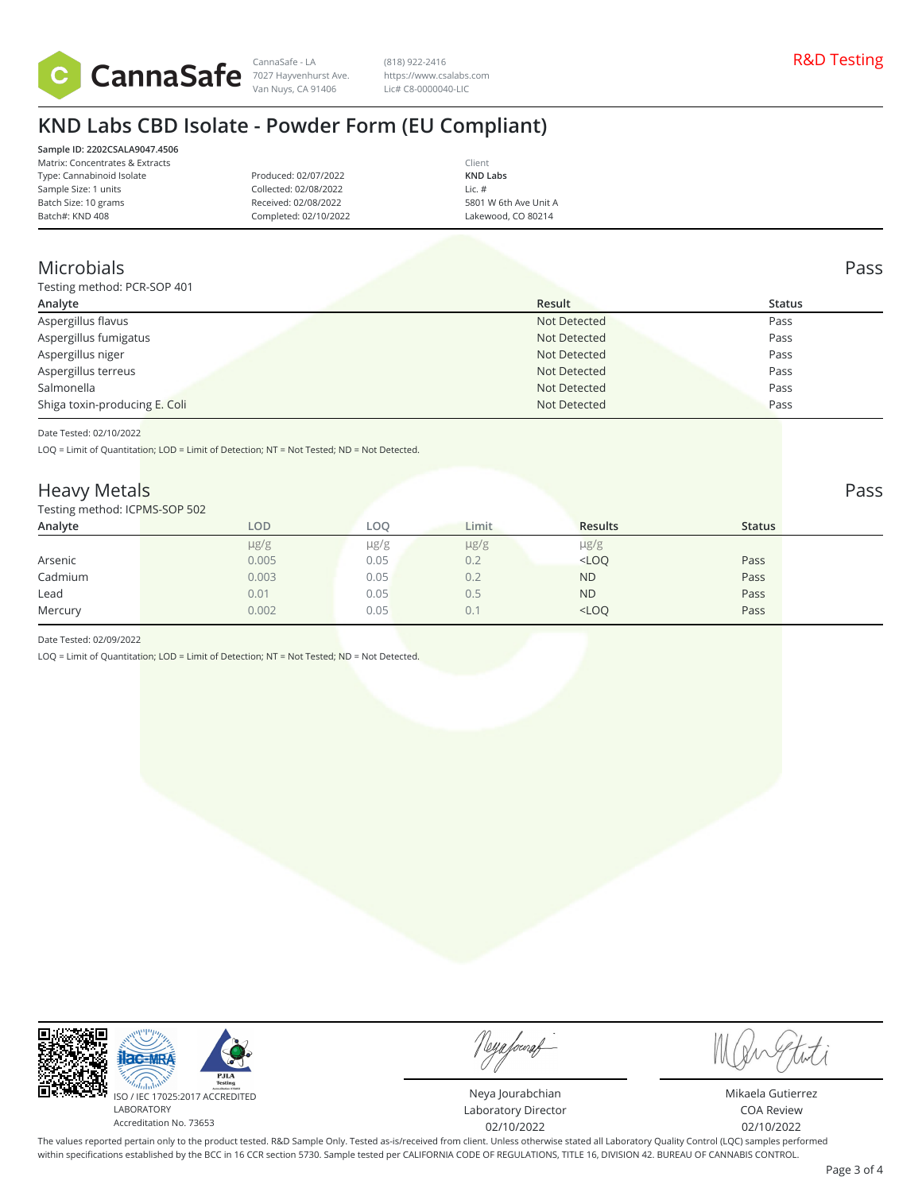CannaSafe

CannaSafe - LA
7027 Hayvenhurst Ave.
Van Nuys, CA 91406

(818) 922-2416
https://www.csalabs.com
Lic# C8-0000040-LIC

R&D Testing

# KND Labs CBD Isolate - Powder Form (EU Compliant)

**Sample ID: 2202CSALA9047.4506**
Matrix: Concentrates & Extracts
Type: Cannabinoid Isolate
Sample Size: 1 units
Batch Size: 10 grams
Batch#: KND 408

Produced: 02/07/2022
Collected: 02/08/2022
Received: 02/08/2022
Completed: 02/10/2022

Client
**KND Labs**
Lic. #
5801 W 6th Ave Unit A
Lakewood, CO 80214

## Microbials — Pass

Testing method: PCR-SOP 401

| Analyte | Result | Status |
|---|---|---|
| Aspergillus flavus | Not Detected | Pass |
| Aspergillus fumigatus | Not Detected | Pass |
| Aspergillus niger | Not Detected | Pass |
| Aspergillus terreus | Not Detected | Pass |
| Salmonella | Not Detected | Pass |
| Shiga toxin-producing E. Coli | Not Detected | Pass |

Date Tested: 02/10/2022

LOQ = Limit of Quantitation; LOD = Limit of Detection; NT = Not Tested; ND = Not Detected.

## Heavy Metals — Pass

Testing method: ICPMS-SOP 502

| Analyte | LOD | LOQ | Limit | Results | Status |
|---|---|---|---|---|---|
| | μg/g | μg/g | μg/g | μg/g | |
| Arsenic | 0.005 | 0.05 | 0.2 | <LOQ | Pass |
| Cadmium | 0.003 | 0.05 | 0.2 | ND | Pass |
| Lead | 0.01 | 0.05 | 0.5 | ND | Pass |
| Mercury | 0.002 | 0.05 | 0.1 | <LOQ | Pass |

Date Tested: 02/09/2022

LOQ = Limit of Quantitation; LOD = Limit of Detection; NT = Not Tested; ND = Not Detected.

ISO / IEC 17025:2017 ACCREDITED LABORATORY
Accreditation No. 73653

Neya Jourabchian
Laboratory Director
02/10/2022

Mikaela Gutierrez
COA Review
02/10/2022

The values reported pertain only to the product tested. R&D Sample Only. Tested as-is/received from client. Unless otherwise stated all Laboratory Quality Control (LQC) samples performed within specifications established by the BCC in 16 CCR section 5730. Sample tested per CALIFORNIA CODE OF REGULATIONS, TITLE 16, DIVISION 42. BUREAU OF CANNABIS CONTROL.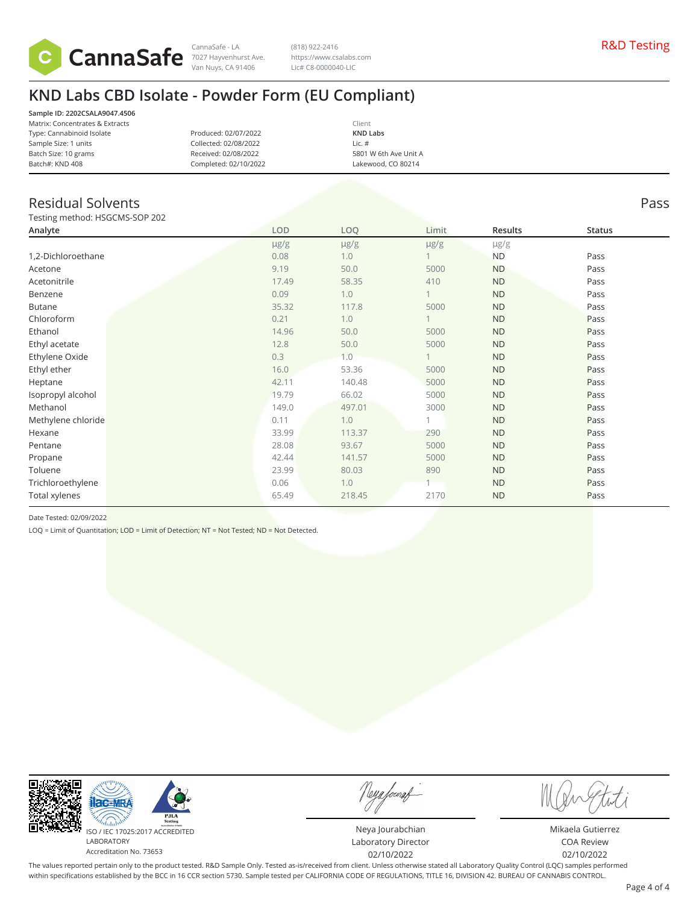CannaSafe

CannaSafe - LA
7027 Hayvenhurst Ave.
Van Nuys, CA 91406

(818) 922-2416
https://www.csalabs.com
Lic# C8-0000040-LIC

R&D Testing

# KND Labs CBD Isolate - Powder Form (EU Compliant)

**Sample ID: 2202CSALA9047.4506**
Matrix: Concentrates & Extracts
Type: Cannabinoid Isolate
Sample Size: 1 units
Batch Size: 10 grams
Batch#: KND 408

Produced: 02/07/2022
Collected: 02/08/2022
Received: 02/08/2022
Completed: 02/10/2022

Client
**KND Labs**
Lic. #
5801 W 6th Ave Unit A
Lakewood, CO 80214

## Residual Solvents

Pass

Testing method: HSGCMS-SOP 202

| Analyte | LOD | LOQ | Limit | Results | Status |
|---|---|---|---|---|---|
| | μg/g | μg/g | μg/g | μg/g | |
| 1,2-Dichloroethane | 0.08 | 1.0 | 1 | ND | Pass |
| Acetone | 9.19 | 50.0 | 5000 | ND | Pass |
| Acetonitrile | 17.49 | 58.35 | 410 | ND | Pass |
| Benzene | 0.09 | 1.0 | 1 | ND | Pass |
| Butane | 35.32 | 117.8 | 5000 | ND | Pass |
| Chloroform | 0.21 | 1.0 | 1 | ND | Pass |
| Ethanol | 14.96 | 50.0 | 5000 | ND | Pass |
| Ethyl acetate | 12.8 | 50.0 | 5000 | ND | Pass |
| Ethylene Oxide | 0.3 | 1.0 | 1 | ND | Pass |
| Ethyl ether | 16.0 | 53.36 | 5000 | ND | Pass |
| Heptane | 42.11 | 140.48 | 5000 | ND | Pass |
| Isopropyl alcohol | 19.79 | 66.02 | 5000 | ND | Pass |
| Methanol | 149.0 | 497.01 | 3000 | ND | Pass |
| Methylene chloride | 0.11 | 1.0 | 1 | ND | Pass |
| Hexane | 33.99 | 113.37 | 290 | ND | Pass |
| Pentane | 28.08 | 93.67 | 5000 | ND | Pass |
| Propane | 42.44 | 141.57 | 5000 | ND | Pass |
| Toluene | 23.99 | 80.03 | 890 | ND | Pass |
| Trichloroethylene | 0.06 | 1.0 | 1 | ND | Pass |
| Total xylenes | 65.49 | 218.45 | 2170 | ND | Pass |

Date Tested: 02/09/2022

LOQ = Limit of Quantitation; LOD = Limit of Detection; NT = Not Tested; ND = Not Detected.

ISO / IEC 17025:2017 ACCREDITED
LABORATORY
Accreditation No. 73653

Neya Jourabchian
Laboratory Director
02/10/2022

Mikaela Gutierrez
COA Review
02/10/2022

The values reported pertain only to the product tested. R&D Sample Only. Tested as-is/received from client. Unless otherwise stated all Laboratory Quality Control (LQC) samples performed within specifications established by the BCC in 16 CCR section 5730. Sample tested per CALIFORNIA CODE OF REGULATIONS, TITLE 16, DIVISION 42. BUREAU OF CANNABIS CONTROL.